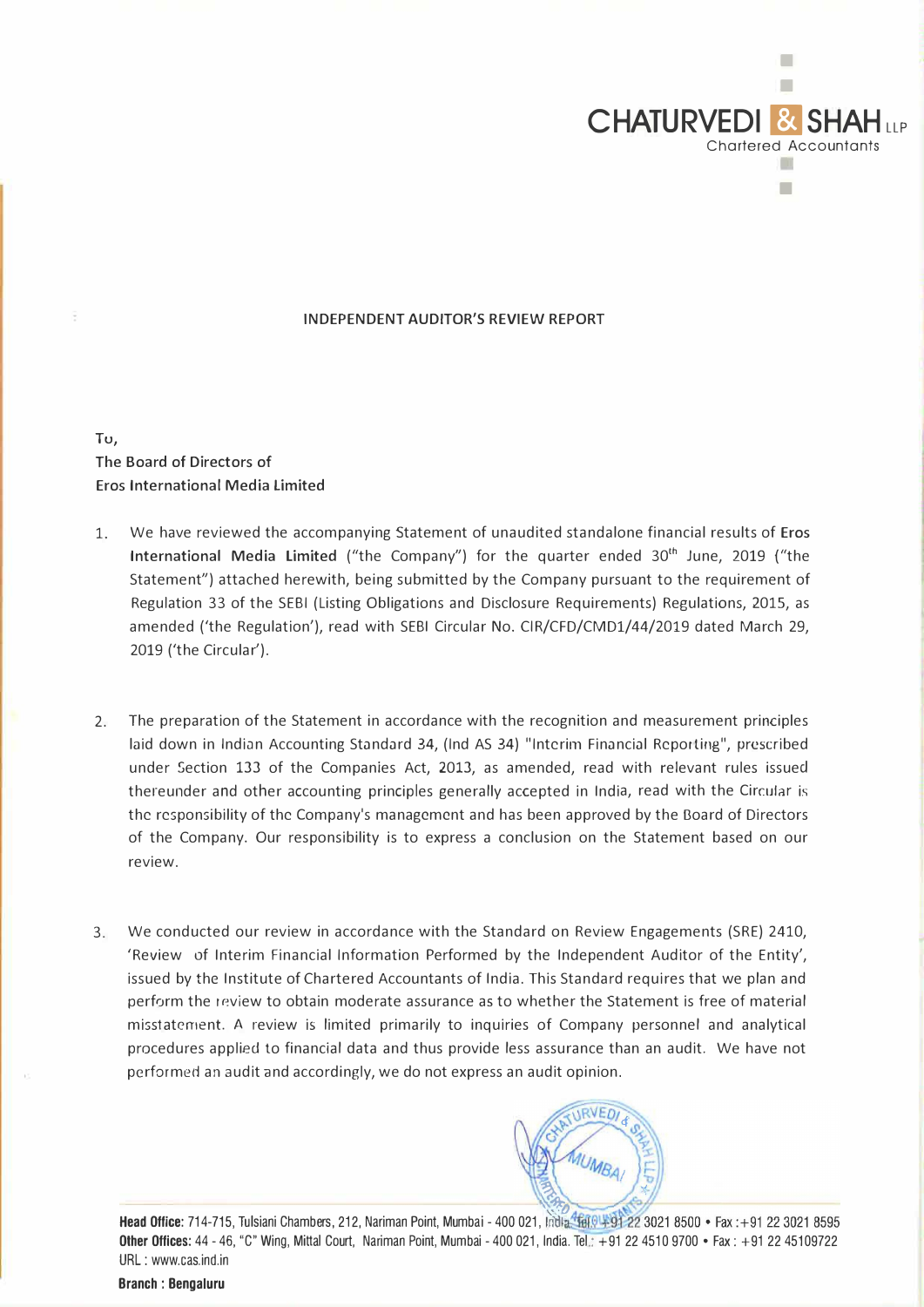**CHATURVEDI & SHAH LLP**
Chartered Accountants

## INDEPENDENT AUDITOR'S REVIEW REPORT

To,
The Board of Directors of
Eros International Media Limited

1. We have reviewed the accompanying Statement of unaudited standalone financial results of **Eros International Media Limited** ("the Company") for the quarter ended 30th June, 2019 ("the Statement") attached herewith, being submitted by the Company pursuant to the requirement of Regulation 33 of the SEBI (Listing Obligations and Disclosure Requirements) Regulations, 2015, as amended ('the Regulation'), read with SEBI Circular No. CIR/CFD/CMD1/44/2019 dated March 29, 2019 ('the Circular').

2. The preparation of the Statement in accordance with the recognition and measurement principles laid down in Indian Accounting Standard 34, (Ind AS 34) "Interim Financial Reporting", prescribed under Section 133 of the Companies Act, 2013, as amended, read with relevant rules issued thereunder and other accounting principles generally accepted in India, read with the Circular is the responsibility of the Company's management and has been approved by the Board of Directors of the Company. Our responsibility is to express a conclusion on the Statement based on our review.

3. We conducted our review in accordance with the Standard on Review Engagements (SRE) 2410, 'Review of Interim Financial Information Performed by the Independent Auditor of the Entity', issued by the Institute of Chartered Accountants of India. This Standard requires that we plan and perform the review to obtain moderate assurance as to whether the Statement is free of material misstatement. A review is limited primarily to inquiries of Company personnel and analytical procedures applied to financial data and thus provide less assurance than an audit. We have not performed an audit and accordingly, we do not express an audit opinion.

**Head Office:** 714-715, Tulsiani Chambers, 212, Nariman Point, Mumbai - 400 021, India. Tel.: +91 22 3021 8500 • Fax: +91 22 3021 8595
**Other Offices:** 44 - 46, "C" Wing, Mittal Court, Nariman Point, Mumbai - 400 021, India. Tel.: +91 22 4510 9700 • Fax: +91 22 45109722
URL : www.cas.ind.in

**Branch : Bengaluru**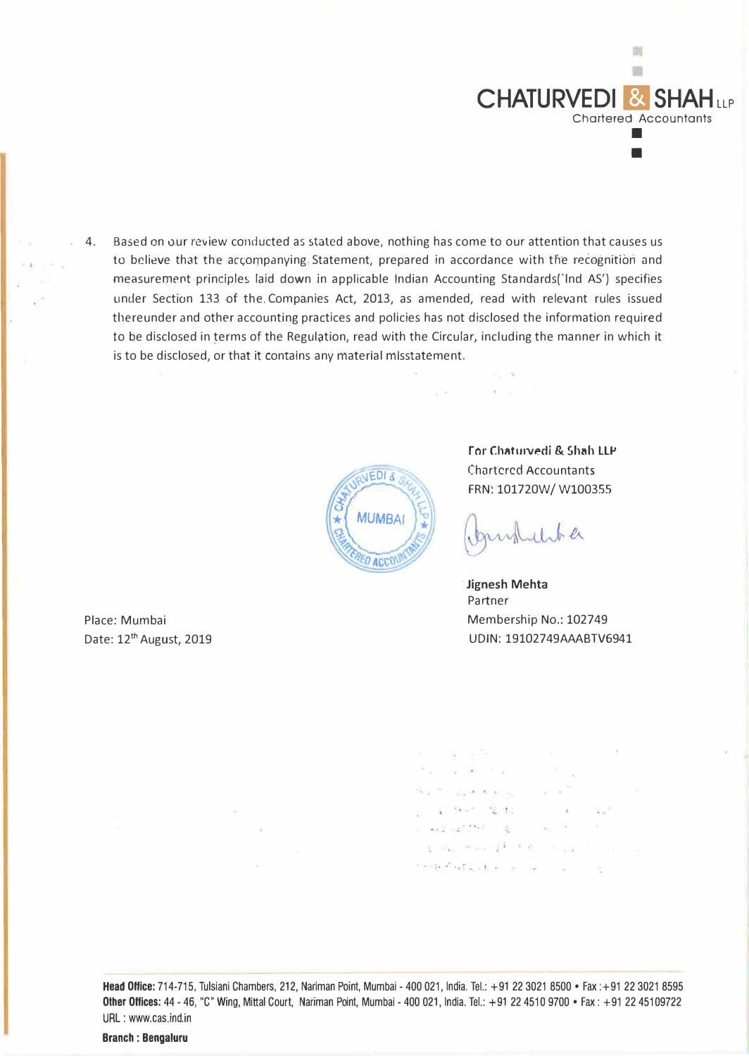4. Based on our review conducted as stated above, nothing has come to our attention that causes us to believe that the accompanying Statement, prepared in accordance with the recognition and measurement principles laid down in applicable Indian Accounting Standards('Ind AS') specifies under Section 133 of the Companies Act, 2013, as amended, read with relevant rules issued thereunder and other accounting practices and policies has not disclosed the information required to be disclosed in terms of the Regulation, read with the Circular, including the manner in which it is to be disclosed, or that it contains any material misstatement.

**For Chaturvedi & Shah LLP**
Chartered Accountants
FRN: 101720W/ W100355

**Jignesh Mehta**
Partner
Membership No.: 102749
UDIN: 19102749AAABTV6941

Place: Mumbai
Date: 12th August, 2019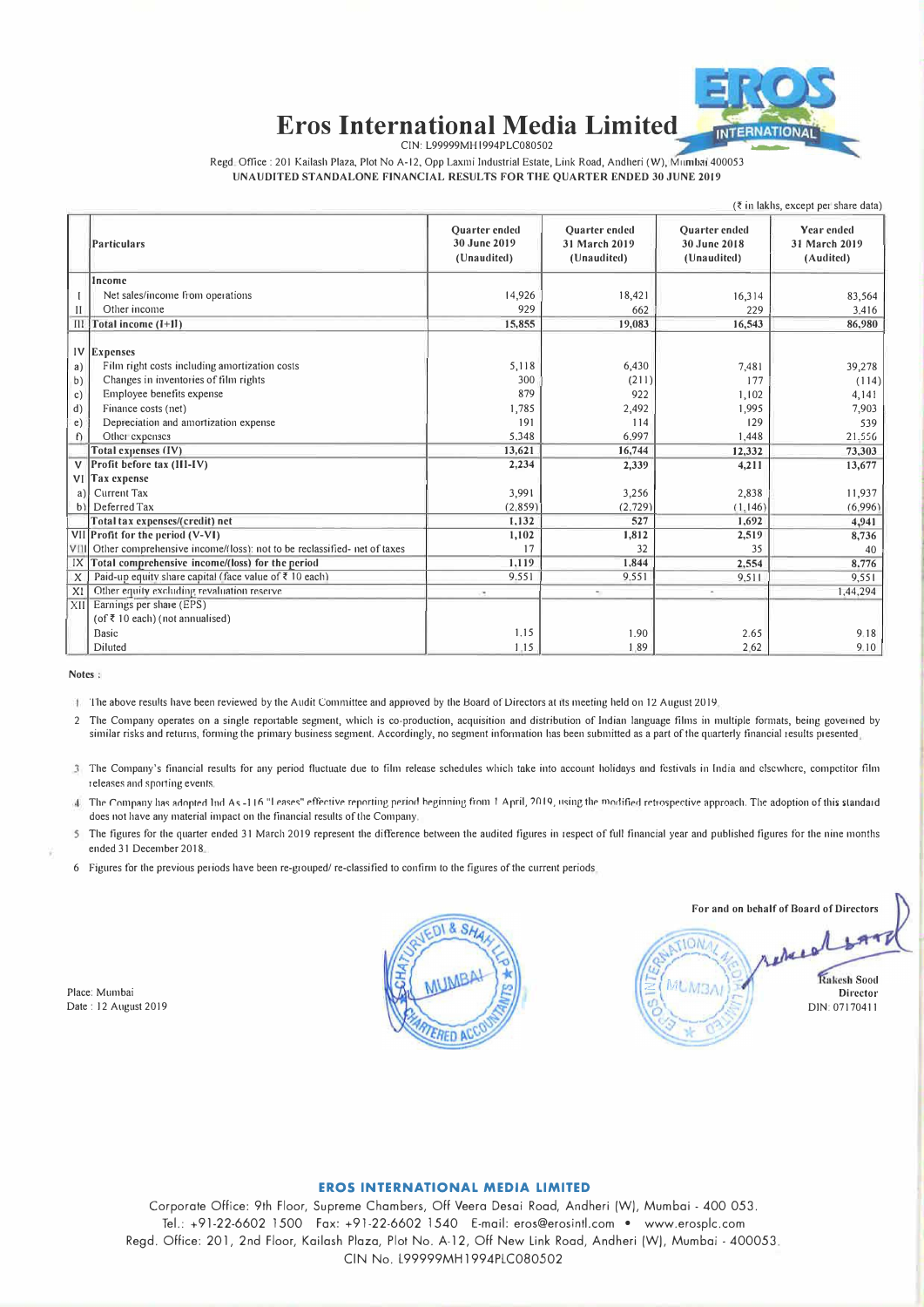# Eros International Media Limited

CIN: L99999MH1994PLC080502

Regd. Office : 201 Kailash Plaza, Plot No A-12, Opp Laxmi Industrial Estate, Link Road, Andheri (W), Mumbai 400053

**UNAUDITED STANDALONE FINANCIAL RESULTS FOR THE QUARTER ENDED 30 JUNE 2019**

(₹ in lakhs, except per share data)

| | Particulars | Quarter ended 30 June 2019 (Unaudited) | Quarter ended 31 March 2019 (Unaudited) | Quarter ended 30 June 2018 (Unaudited) | Year ended 31 March 2019 (Audited) |
|---|---|---|---|---|---|
| | **Income** | | | | |
| I | Net sales/income from operations | 14,926 | 18,421 | 16,314 | 83,564 |
| II | Other income | 929 | 662 | 229 | 3,416 |
| III | **Total income (I+II)** | **15,855** | **19,083** | **16,543** | **86,980** |
| IV | **Expenses** | | | | |
| a) | Film right costs including amortization costs | 5,118 | 6,430 | 7,481 | 39,278 |
| b) | Changes in inventories of film rights | 300 | (211) | 177 | (114) |
| c) | Employee benefits expense | 879 | 922 | 1,102 | 4,141 |
| d) | Finance costs (net) | 1,785 | 2,492 | 1,995 | 7,903 |
| e) | Depreciation and amortization expense | 191 | 114 | 129 | 539 |
| f) | Other expenses | 5,348 | 6,997 | 1,448 | 21,556 |
| | **Total expenses (IV)** | **13,621** | **16,744** | **12,332** | **73,303** |
| V | **Profit before tax (III-IV)** | **2,234** | **2,339** | **4,211** | **13,677** |
| VI | **Tax expense** | | | | |
| a) | Current Tax | 3,991 | 3,256 | 2,838 | 11,937 |
| b) | Deferred Tax | (2,859) | (2,729) | (1,146) | (6,996) |
| | **Total tax expenses/(credit) net** | **1,132** | **527** | **1,692** | **4,941** |
| VII | **Profit for the period (V-VI)** | **1,102** | **1,812** | **2,519** | **8,736** |
| VIII | Other comprehensive income/(loss): not to be reclassified- net of taxes | 17 | 32 | 35 | 40 |
| IX | **Total comprehensive income/(loss) for the period** | **1,119** | **1,844** | **2,554** | **8,776** |
| X | Paid-up equity share capital (face value of ₹ 10 each) | 9,551 | 9,551 | 9,511 | 9,551 |
| XI | Other equity excluding revaluation reserve | - | - | - | 1,44,294 |
| XII | Earnings per share (EPS) (of ₹ 10 each) (not annualised) | | | | |
| | Basic | 1.15 | 1.90 | 2.65 | 9.18 |
| | Diluted | 1.15 | 1.89 | 2.62 | 9.10 |

**Notes :**

1. The above results have been reviewed by the Audit Committee and approved by the Board of Directors at its meeting held on 12 August 2019.
2. The Company operates on a single reportable segment, which is co-production, acquisition and distribution of Indian language films in multiple formats, being governed by similar risks and returns, forming the primary business segment. Accordingly, no segment information has been submitted as a part of the quarterly financial results presented.
3. The Company's financial results for any period fluctuate due to film release schedules which take into account holidays and festivals in India and elsewhere, competitor film releases and sporting events.
4. The Company has adopted Ind As-116 "Leases" effective reporting period beginning from 1 April, 2019, using the modified retrospective approach. The adoption of this standard does not have any material impact on the financial results of the Company.
5. The figures for the quarter ended 31 March 2019 represent the difference between the audited figures in respect of full financial year and published figures for the nine months ended 31 December 2018.
6. Figures for the previous periods have been re-grouped/ re-classified to confirm to the figures of the current periods.

For and on behalf of Board of Directors

Rakesh Sood
Director
DIN: 07170411

Place: Mumbai
Date : 12 August 2019

**EROS INTERNATIONAL MEDIA LIMITED**

Corporate Office: 9th Floor, Supreme Chambers, Off Veera Desai Road, Andheri (W), Mumbai - 400 053.
Tel.: +91-22-6602 1500 Fax: +91-22-6602 1540 E-mail: eros@erosintl.com • www.erosplc.com
Regd. Office: 201, 2nd Floor, Kailash Plaza, Plot No. A-12, Off New Link Road, Andheri (W), Mumbai - 400053.
CIN No. L99999MH1994PLC080502